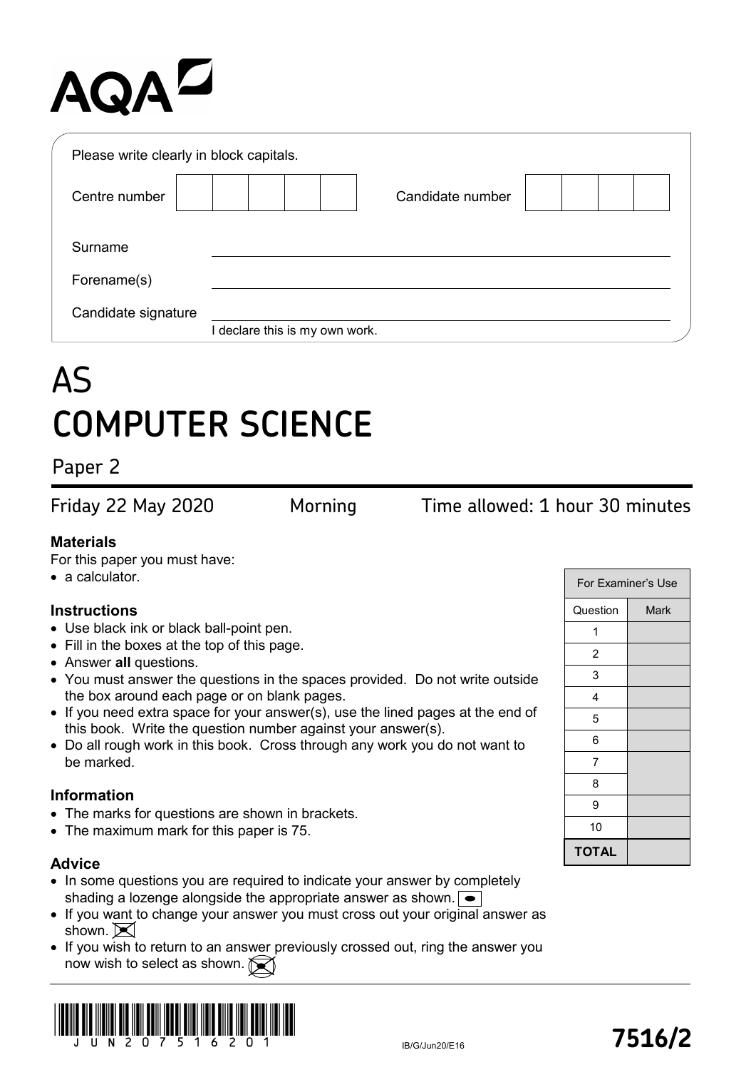AQA

Please write clearly in block capitals.

| Centre number | | | | | | Candidate number | | | | |
|---|---|---|---|---|---|---|---|---|---|---|

Surname ______________________________

Forename(s) ______________________________

Candidate signature ______________________________

I declare this is my own work.

# AS
# COMPUTER SCIENCE

## Paper 2

Friday 22 May 2020 Morning Time allowed: 1 hour 30 minutes

### Materials

For this paper you must have:

- a calculator.

### Instructions

- Use black ink or black ball-point pen.
- Fill in the boxes at the top of this page.
- Answer **all** questions.
- You must answer the questions in the spaces provided. Do not write outside the box around each page or on blank pages.
- If you need extra space for your answer(s), use the lined pages at the end of this book. Write the question number against your answer(s).
- Do all rough work in this book. Cross through any work you do not want to be marked.

### Information

- The marks for questions are shown in brackets.
- The maximum mark for this paper is 75.

### Advice

- In some questions you are required to indicate your answer by completely shading a lozenge alongside the appropriate answer as shown.
- If you want to change your answer you must cross out your original answer as shown.
- If you wish to return to an answer previously crossed out, ring the answer you now wish to select as shown.

| For Examiner's Use | |
|---|---|
| Question | Mark |
| 1 | |
| 2 | |
| 3 | |
| 4 | |
| 5 | |
| 6 | |
| 7 | |
| 8 | |
| 9 | |
| 10 | |
| TOTAL | |

IB/G/Jun20/E16

**7516/2**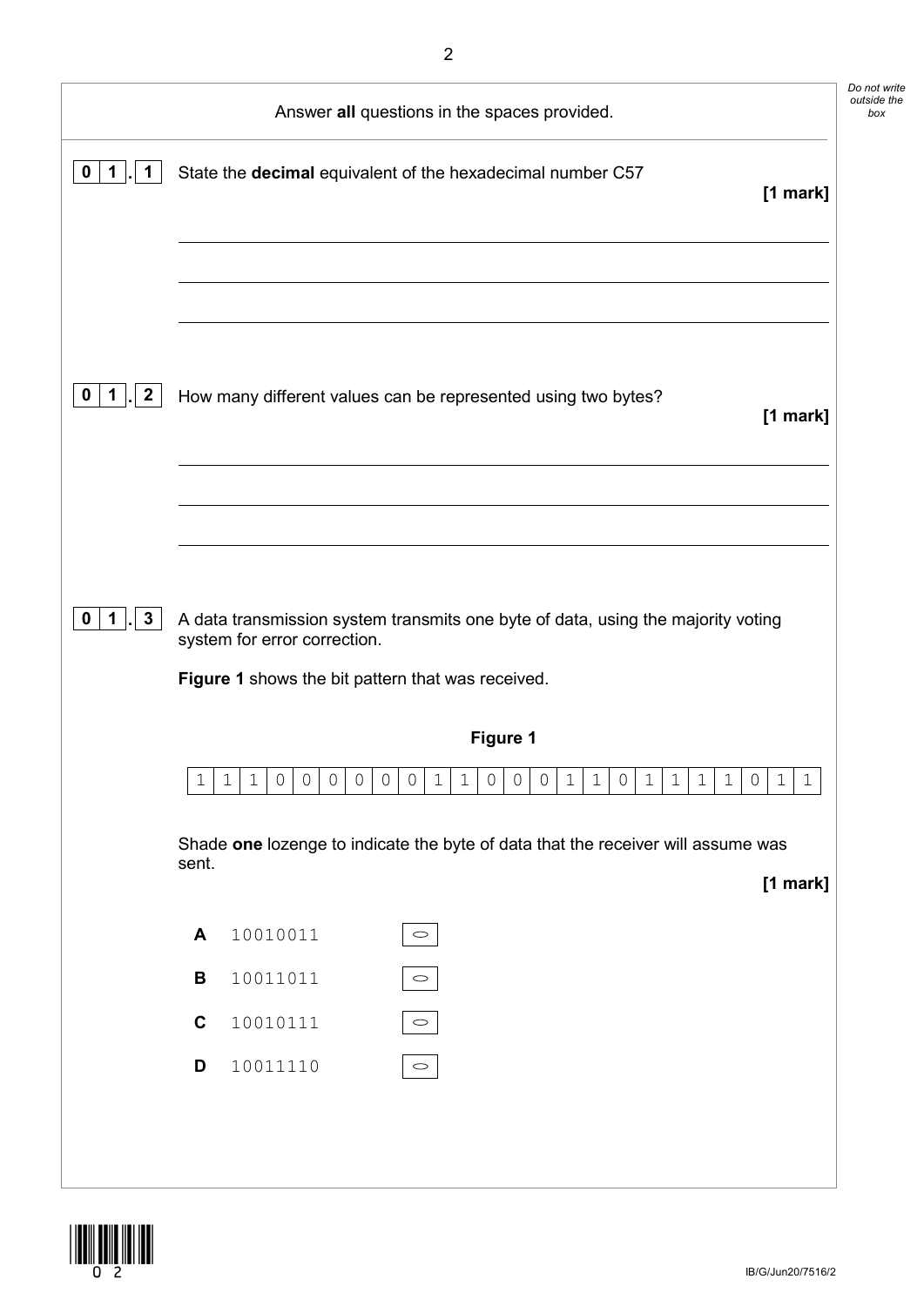Answer **all** questions in the spaces provided.

**0 1 . 1** State the **decimal** equivalent of the hexadecimal number C57

**[1 mark]**

**0 1 . 2** How many different values can be represented using two bytes?

**[1 mark]**

**0 1 . 3** A data transmission system transmits one byte of data, using the majority voting system for error correction.

**Figure 1** shows the bit pattern that was received.

**Figure 1**

| 1 | 1 | 1 | 0 | 0 | 0 | 0 | 0 | 0 | 0 | 1 | 1 | 0 | 0 | 0 | 1 | 1 | 0 | 1 | 1 | 1 | 1 | 0 | 1 | 1 |
|---|---|---|---|---|---|---|---|---|---|---|---|---|---|---|---|---|---|---|---|---|---|---|---|---|

Shade **one** lozenge to indicate the byte of data that the receiver will assume was sent.

**[1 mark]**

**A** 10010011 ⬭

**B** 10011011 ⬭

**C** 10010111 ⬭

**D** 10011110 ⬭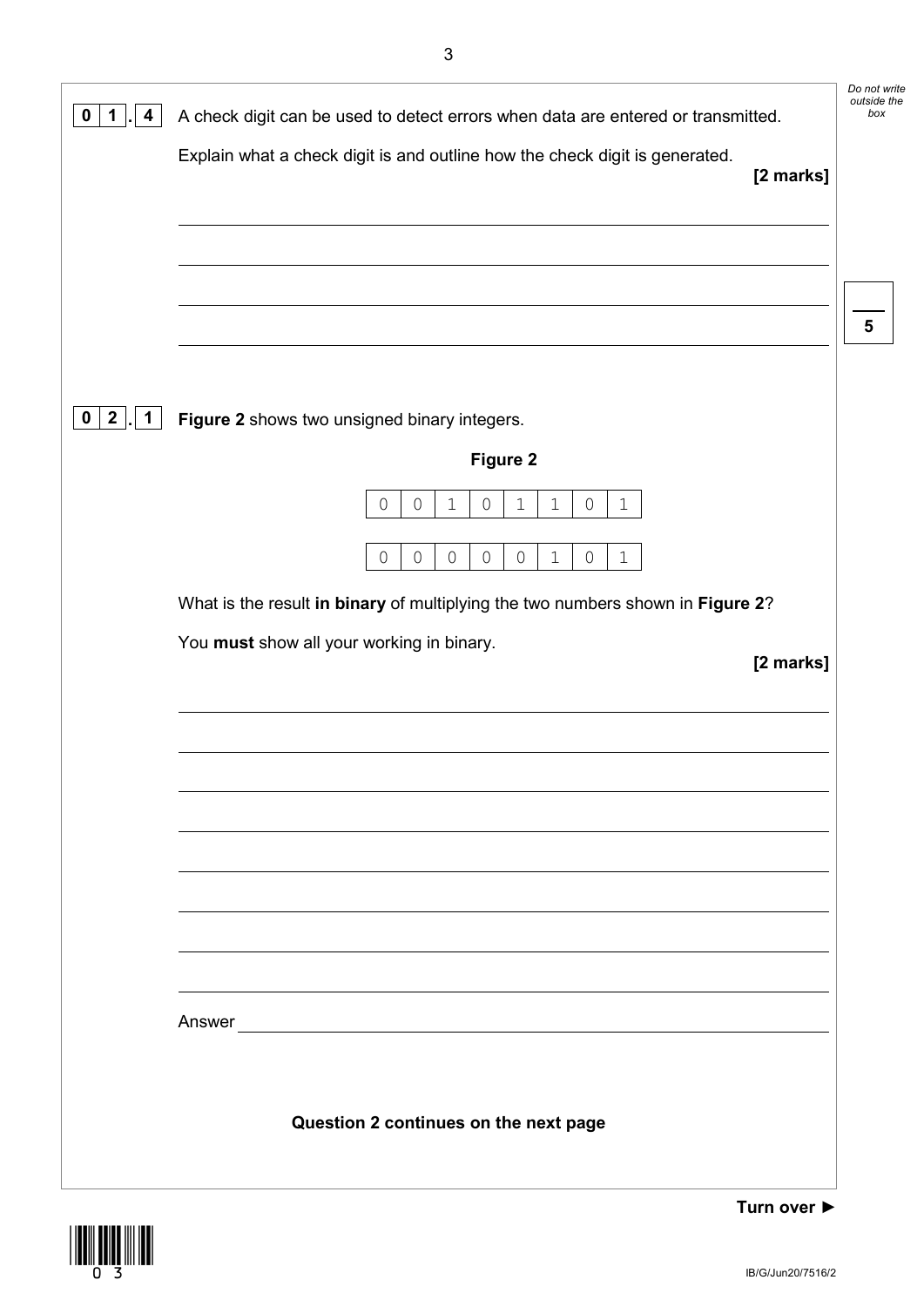**0 1 . 4** A check digit can be used to detect errors when data are entered or transmitted.

Explain what a check digit is and outline how the check digit is generated.

**[2 marks]**

---

**0 2 . 1** **Figure 2** shows two unsigned binary integers.

**Figure 2**

| 0 | 0 | 1 | 0 | 1 | 1 | 0 | 1 |
|---|---|---|---|---|---|---|---|

| 0 | 0 | 0 | 0 | 0 | 1 | 0 | 1 |
|---|---|---|---|---|---|---|---|

What is the result **in binary** of multiplying the two numbers shown in **Figure 2**?

You **must** show all your working in binary.

**[2 marks]**

Answer

**Question 2 continues on the next page**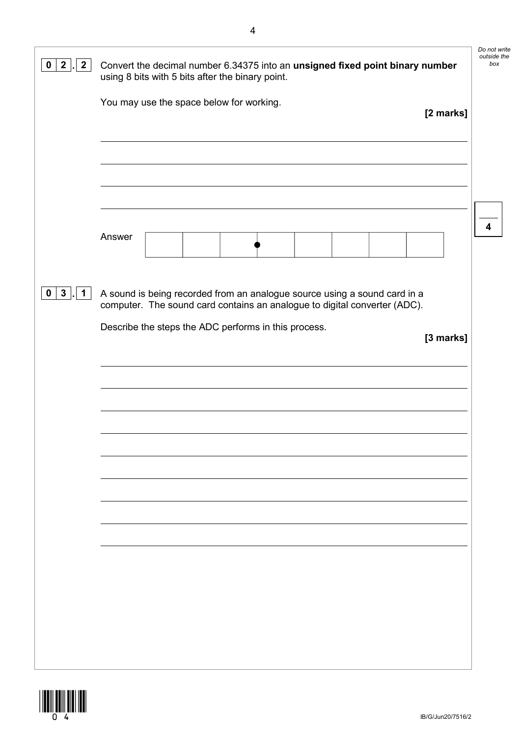**0 2 . 2** Convert the decimal number 6.34375 into an **unsigned fixed point binary number** using 8 bits with 5 bits after the binary point.

You may use the space below for working.

**[2 marks]**

Answer

|   |   |   |   |   |   |   |   |
|---|---|---|---|---|---|---|---|
|   |   |   | ● |   |   |   |   |

**0 3 . 1** A sound is being recorded from an analogue source using a sound card in a computer. The sound card contains an analogue to digital converter (ADC).

Describe the steps the ADC performs in this process.

**[3 marks]**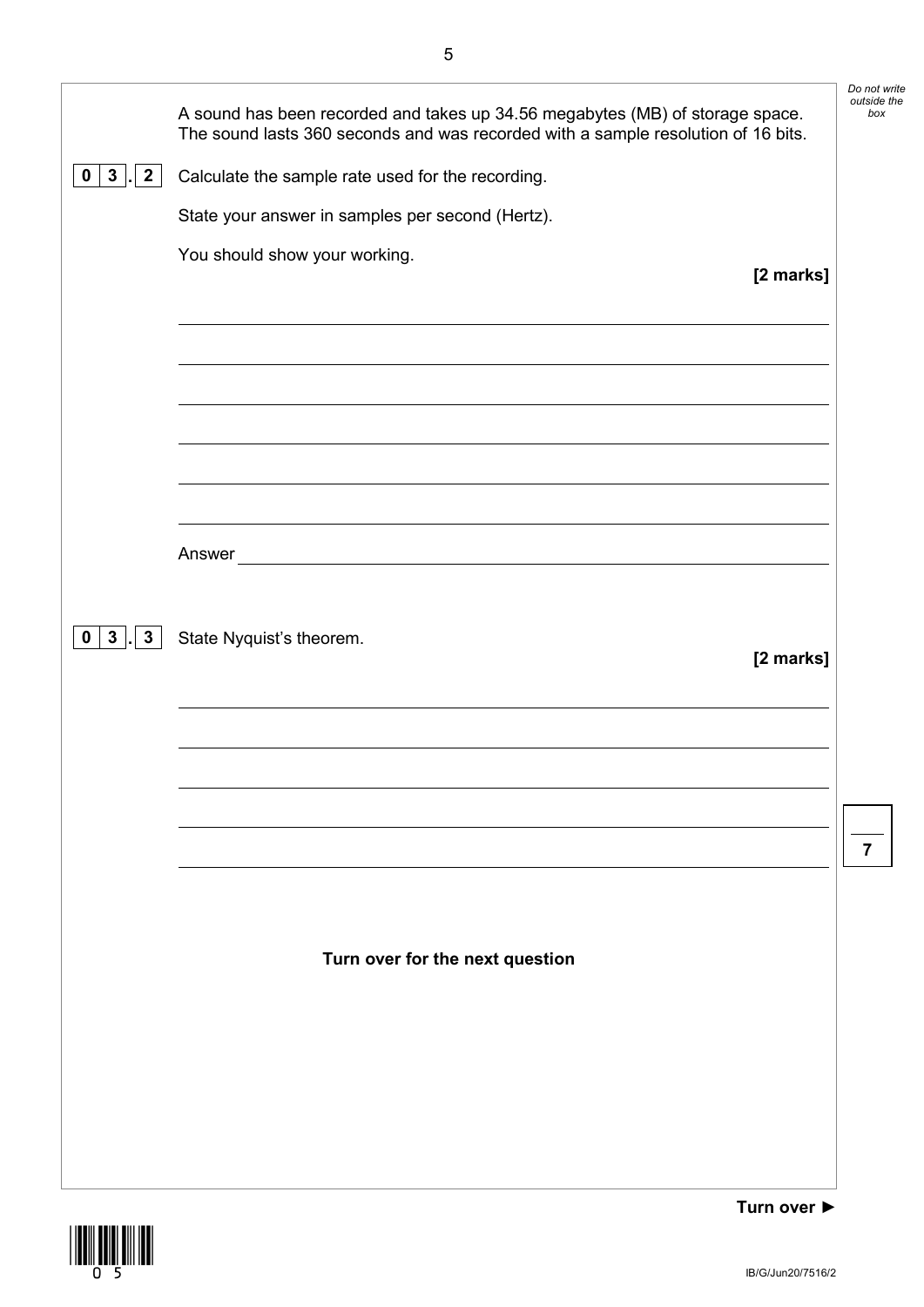A sound has been recorded and takes up 34.56 megabytes (MB) of storage space. The sound lasts 360 seconds and was recorded with a sample resolution of 16 bits.

**0 3 . 2** Calculate the sample rate used for the recording.

State your answer in samples per second (Hertz).

You should show your working.

**[2 marks]**

Answer ____________________

**0 3 . 3** State Nyquist's theorem.

**[2 marks]**

**Turn over for the next question**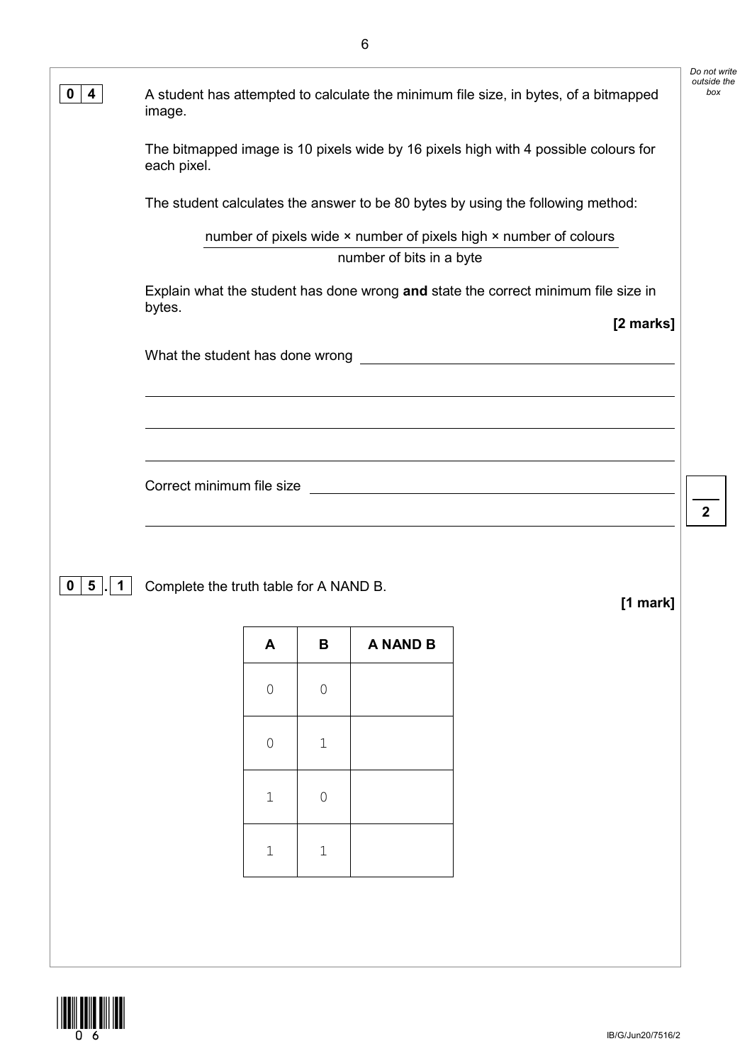**0 4** A student has attempted to calculate the minimum file size, in bytes, of a bitmapped image.

The bitmapped image is 10 pixels wide by 16 pixels high with 4 possible colours for each pixel.

The student calculates the answer to be 80 bytes by using the following method:

$$\frac{\text{number of pixels wide} \times \text{number of pixels high} \times \text{number of colours}}{\text{number of bits in a byte}}$$

Explain what the student has done wrong **and** state the correct minimum file size in bytes.

**[2 marks]**

What the student has done wrong \_\_\_\_\_\_\_\_\_\_\_\_\_\_\_\_\_\_\_\_\_\_\_\_\_\_\_\_\_\_\_\_\_\_\_\_\_\_\_\_\_\_\_\_

\_\_\_\_\_\_\_\_\_\_\_\_\_\_\_\_\_\_\_\_\_\_\_\_\_\_\_\_\_\_\_\_\_\_\_\_\_\_\_\_\_\_\_\_\_\_\_\_\_\_\_\_\_\_\_\_\_\_\_\_\_\_\_\_\_\_\_\_\_\_\_\_\_\_\_\_

\_\_\_\_\_\_\_\_\_\_\_\_\_\_\_\_\_\_\_\_\_\_\_\_\_\_\_\_\_\_\_\_\_\_\_\_\_\_\_\_\_\_\_\_\_\_\_\_\_\_\_\_\_\_\_\_\_\_\_\_\_\_\_\_\_\_\_\_\_\_\_\_\_\_\_\_

\_\_\_\_\_\_\_\_\_\_\_\_\_\_\_\_\_\_\_\_\_\_\_\_\_\_\_\_\_\_\_\_\_\_\_\_\_\_\_\_\_\_\_\_\_\_\_\_\_\_\_\_\_\_\_\_\_\_\_\_\_\_\_\_\_\_\_\_\_\_\_\_\_\_\_\_

Correct minimum file size \_\_\_\_\_\_\_\_\_\_\_\_\_\_\_\_\_\_\_\_\_\_\_\_\_\_\_\_\_\_\_\_\_\_\_\_\_\_\_\_\_\_\_\_\_\_\_\_\_\_

\_\_\_\_\_\_\_\_\_\_\_\_\_\_\_\_\_\_\_\_\_\_\_\_\_\_\_\_\_\_\_\_\_\_\_\_\_\_\_\_\_\_\_\_\_\_\_\_\_\_\_\_\_\_\_\_\_\_\_\_\_\_\_\_\_\_\_\_\_\_\_\_\_\_\_\_

**0 5 . 1** Complete the truth table for A NAND B.

**[1 mark]**

| A | B | A NAND B |
|---|---|---|
| 0 | 0 | |
| 0 | 1 | |
| 1 | 0 | |
| 1 | 1 | |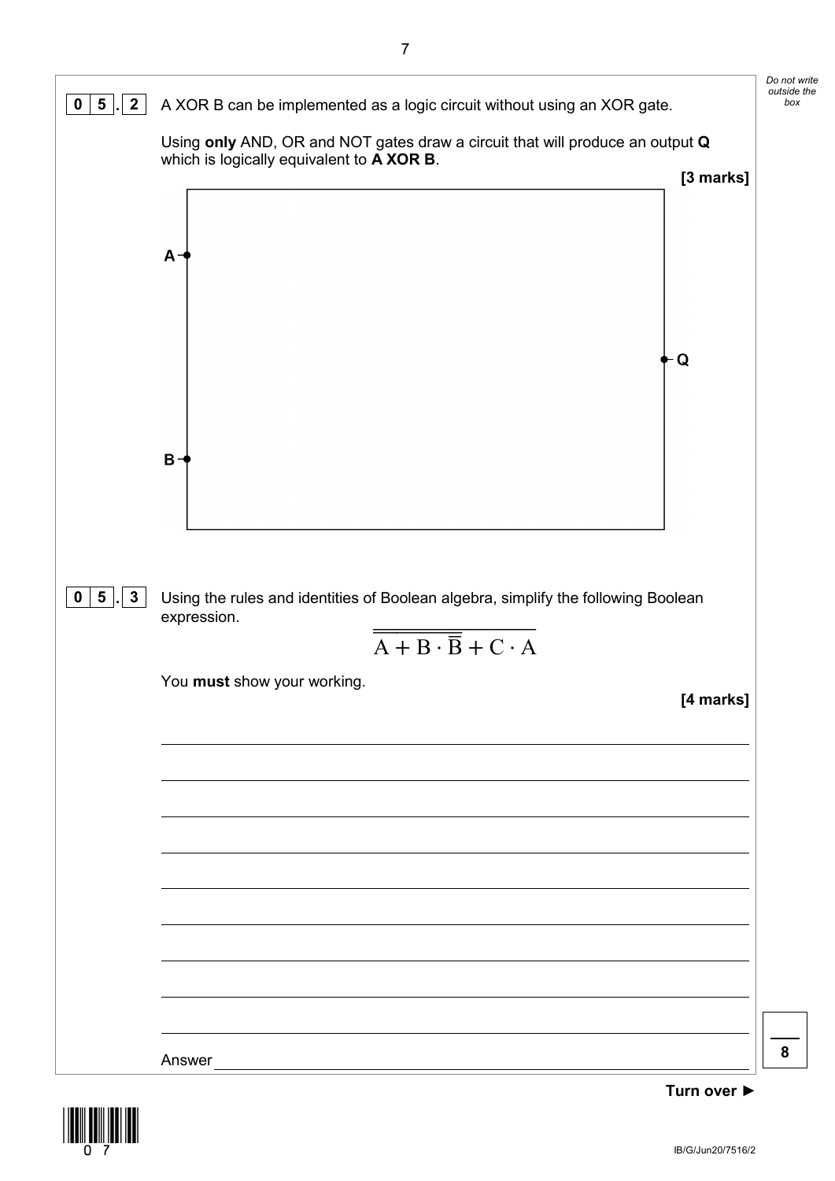**0 5 . 2** A XOR B can be implemented as a logic circuit without using an XOR gate.

Using **only** AND, OR and NOT gates draw a circuit that will produce an output **Q** which is logically equivalent to **A XOR B**.

**[3 marks]**

A

Q

B

**0 5 . 3** Using the rules and identities of Boolean algebra, simplify the following Boolean expression.

$$\overline{\overline{A + B \cdot \overline{B}} + C \cdot A}$$

You **must** show your working.

**[4 marks]**

Answer ______________________________

**Turn over ►**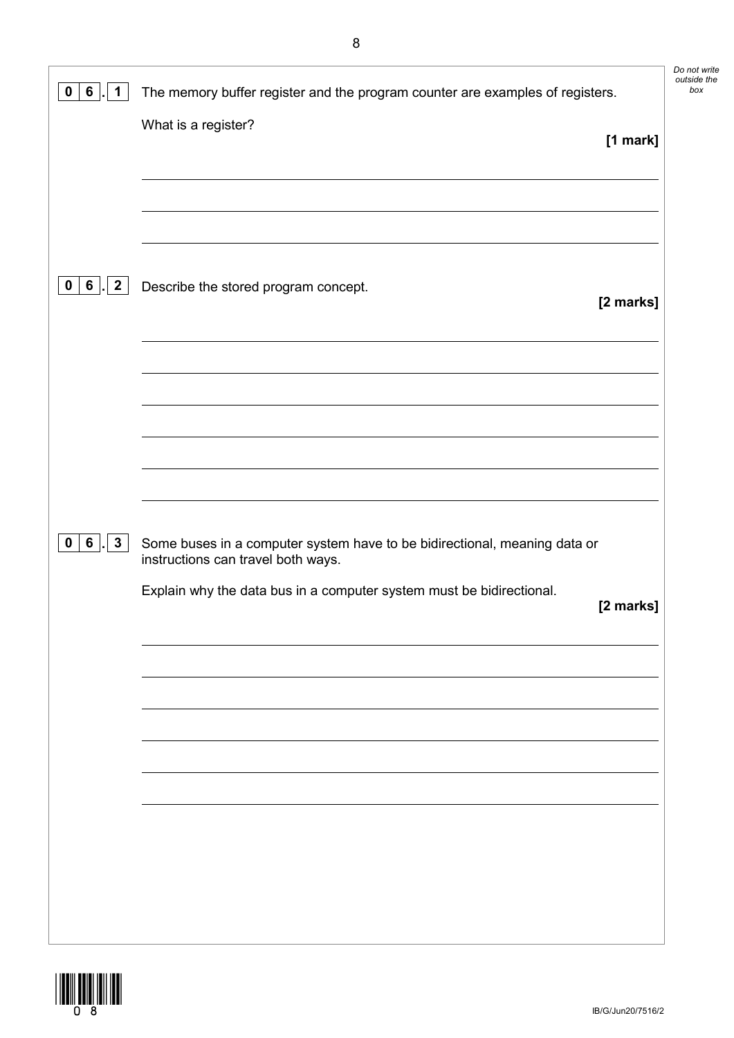**0 6 . 1** The memory buffer register and the program counter are examples of registers.

What is a register?

**[1 mark]**

**0 6 . 2** Describe the stored program concept.

**[2 marks]**

**0 6 . 3** Some buses in a computer system have to be bidirectional, meaning data or instructions can travel both ways.

Explain why the data bus in a computer system must be bidirectional.

**[2 marks]**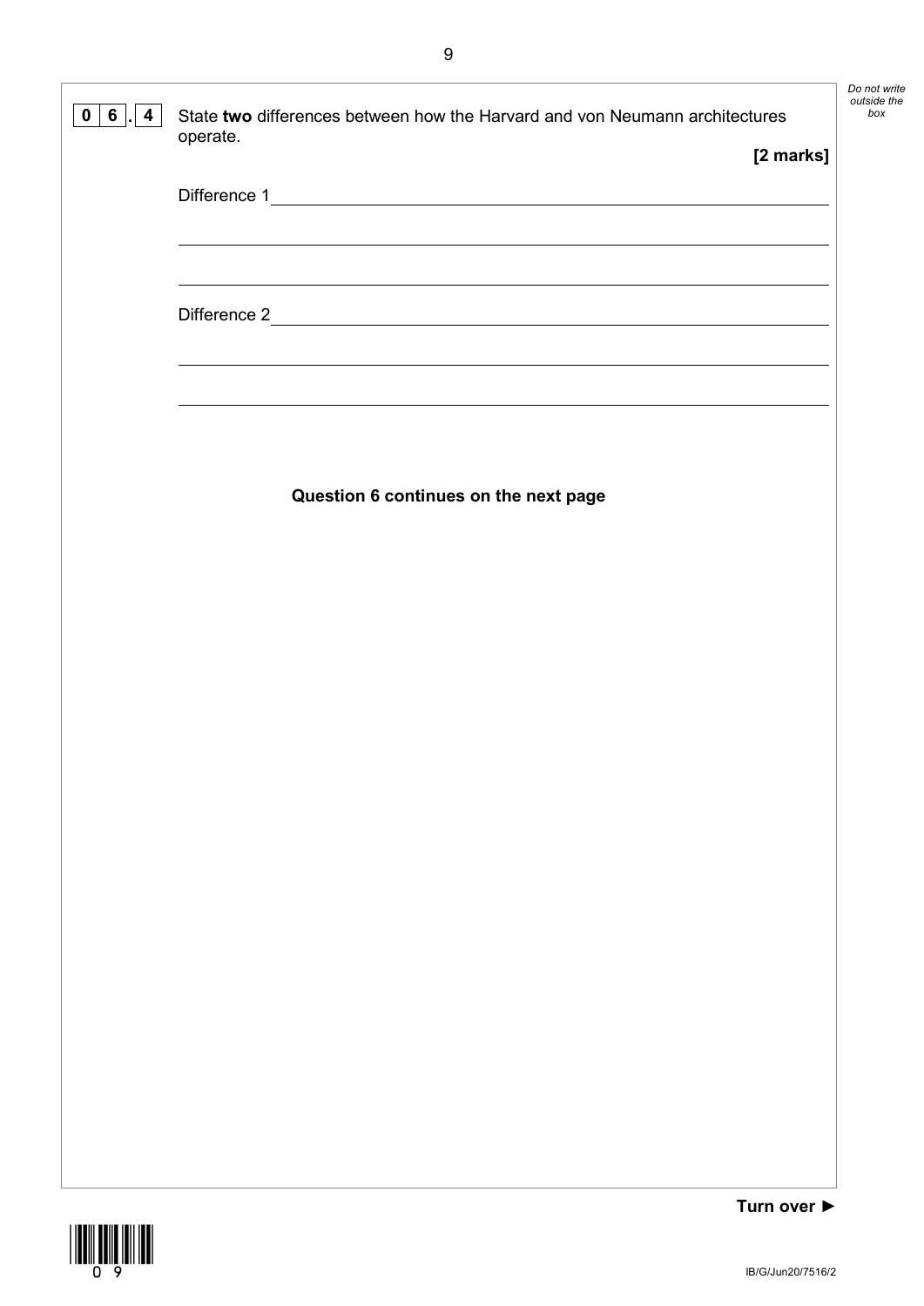**0 6 . 4** State **two** differences between how the Harvard and von Neumann architectures operate.

**[2 marks]**

Difference 1 ______________________________________________________________

______________________________________________________________

______________________________________________________________

Difference 2 ______________________________________________________________

______________________________________________________________

______________________________________________________________

**Question 6 continues on the next page**

**Turn over ►**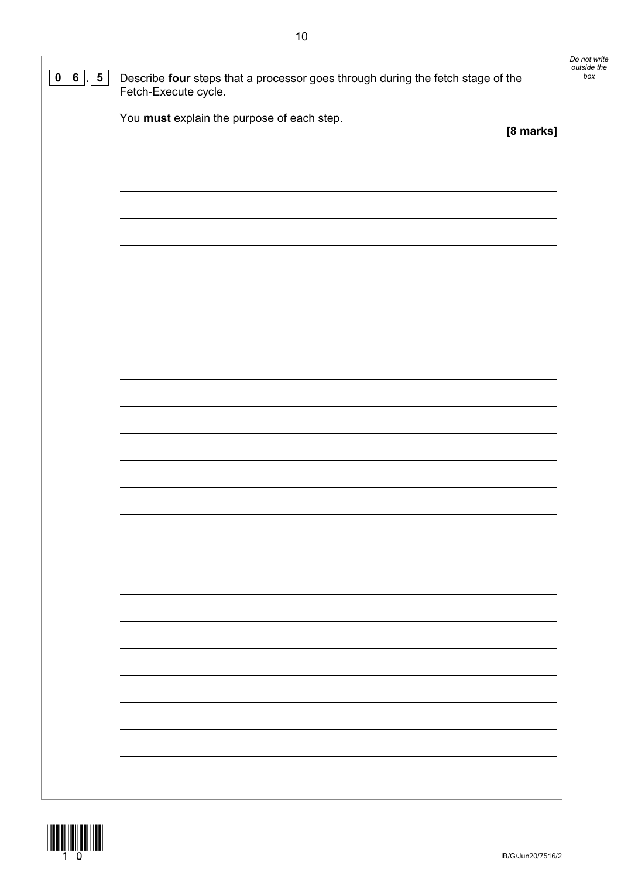**0 6 . 5** Describe **four** steps that a processor goes through during the fetch stage of the Fetch-Execute cycle.

You **must** explain the purpose of each step.

**[8 marks]**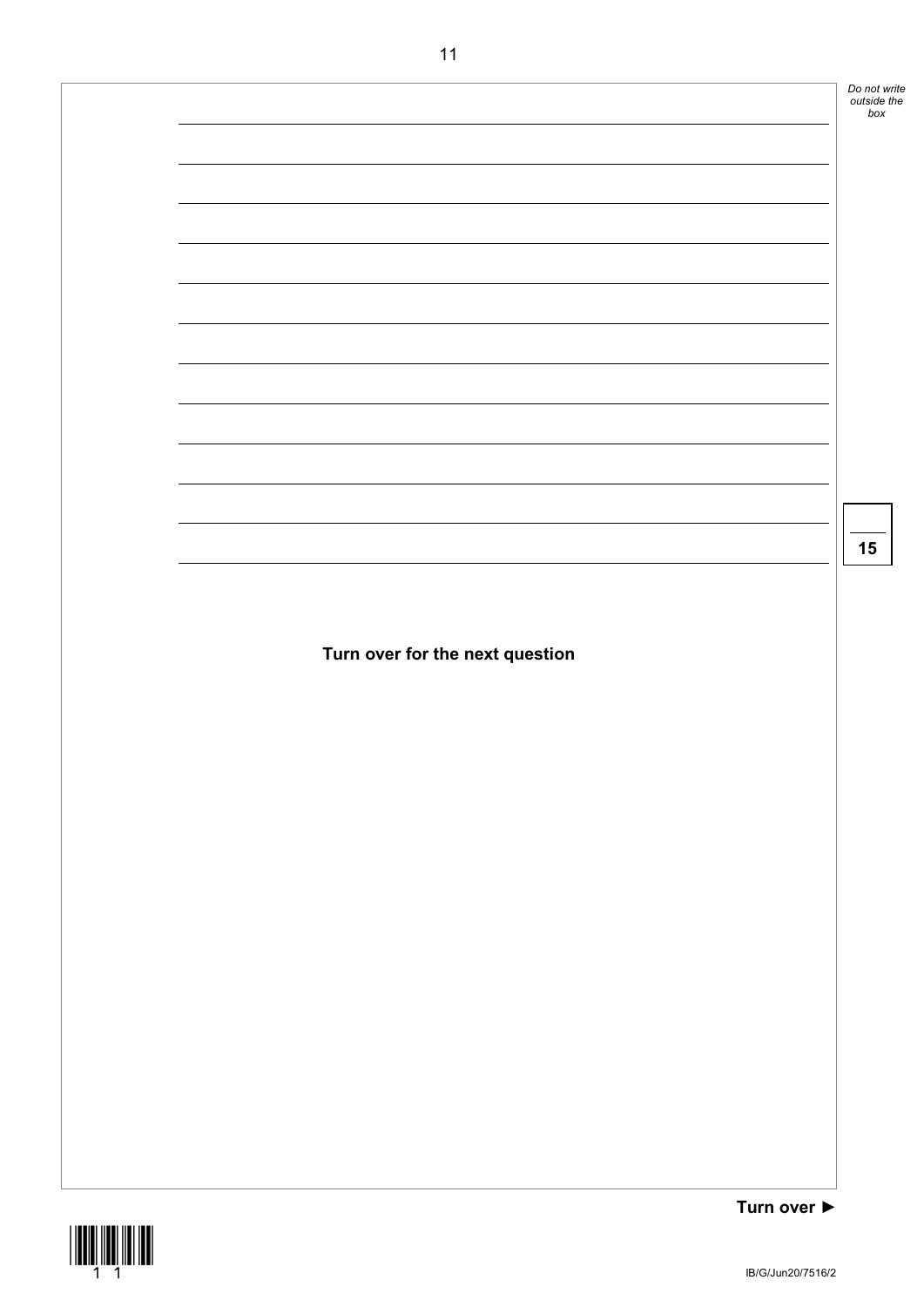15

**Turn over for the next question**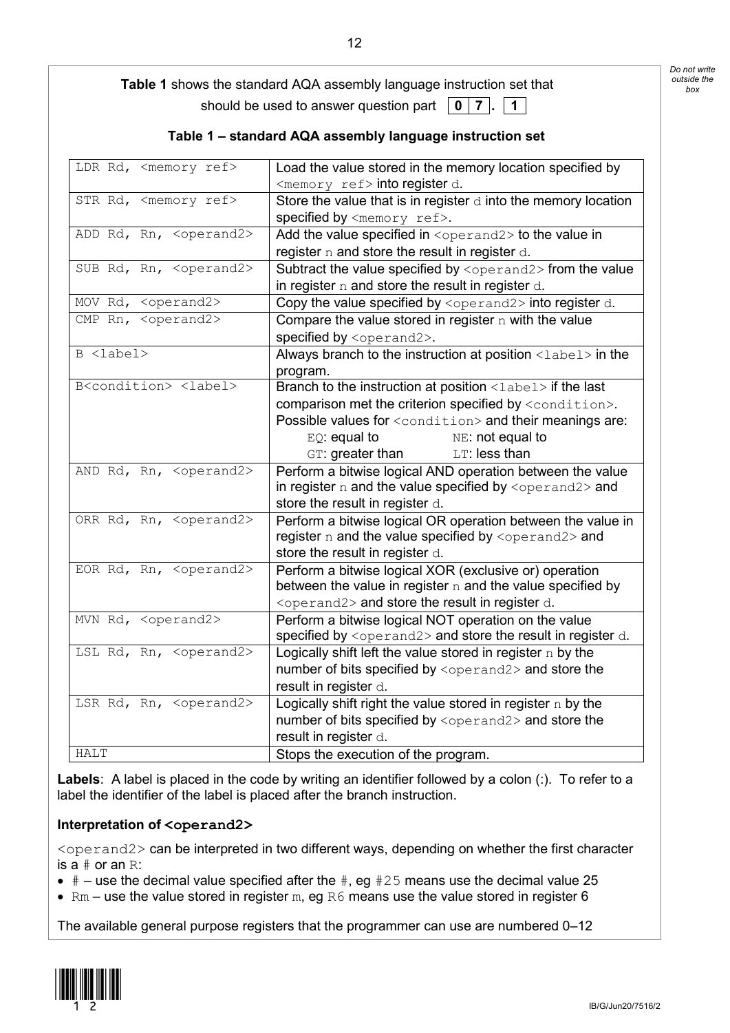**Table 1** shows the standard AQA assembly language instruction set that should be used to answer question part **0 7 . 1**

**Table 1 – standard AQA assembly language instruction set**

| | |
|---|---|
| `LDR Rd, <memory ref>` | Load the value stored in the memory location specified by `<memory ref>` into register `d`. |
| `STR Rd, <memory ref>` | Store the value that is in register `d` into the memory location specified by `<memory ref>`. |
| `ADD Rd, Rn, <operand2>` | Add the value specified in `<operand2>` to the value in register `n` and store the result in register `d`. |
| `SUB Rd, Rn, <operand2>` | Subtract the value specified by `<operand2>` from the value in register `n` and store the result in register `d`. |
| `MOV Rd, <operand2>` | Copy the value specified by `<operand2>` into register `d`. |
| `CMP Rn, <operand2>` | Compare the value stored in register `n` with the value specified by `<operand2>`. |
| `B <label>` | Always branch to the instruction at position `<label>` in the program. |
| `B<condition> <label>` | Branch to the instruction at position `<label>` if the last comparison met the criterion specified by `<condition>`. Possible values for `<condition>` and their meanings are: `EQ`: equal to; `NE`: not equal to; `GT`: greater than; `LT`: less than |
| `AND Rd, Rn, <operand2>` | Perform a bitwise logical AND operation between the value in register `n` and the value specified by `<operand2>` and store the result in register `d`. |
| `ORR Rd, Rn, <operand2>` | Perform a bitwise logical OR operation between the value in register `n` and the value specified by `<operand2>` and store the result in register `d`. |
| `EOR Rd, Rn, <operand2>` | Perform a bitwise logical XOR (exclusive or) operation between the value in register `n` and the value specified by `<operand2>` and store the result in register `d`. |
| `MVN Rd, <operand2>` | Perform a bitwise logical NOT operation on the value specified by `<operand2>` and store the result in register `d`. |
| `LSL Rd, Rn, <operand2>` | Logically shift left the value stored in register `n` by the number of bits specified by `<operand2>` and store the result in register `d`. |
| `LSR Rd, Rn, <operand2>` | Logically shift right the value stored in register `n` by the number of bits specified by `<operand2>` and store the result in register `d`. |
| `HALT` | Stops the execution of the program. |

**Labels**: A label is placed in the code by writing an identifier followed by a colon (:). To refer to a label the identifier of the label is placed after the branch instruction.

**Interpretation of `<operand2>`**

`<operand2>` can be interpreted in two different ways, depending on whether the first character is a `#` or an `R`:

- `#` – use the decimal value specified after the `#`, eg `#25` means use the decimal value 25
- `Rm` – use the value stored in register `m`, eg `R6` means use the value stored in register 6

The available general purpose registers that the programmer can use are numbered 0–12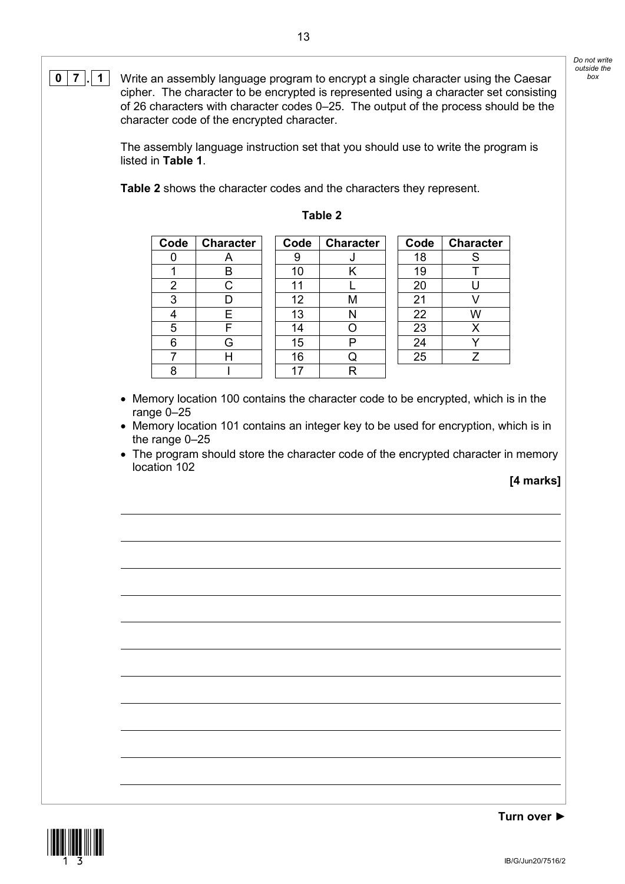**0 7 . 1** Write an assembly language program to encrypt a single character using the Caesar cipher. The character to be encrypted is represented using a character set consisting of 26 characters with character codes 0–25. The output of the process should be the character code of the encrypted character.

The assembly language instruction set that you should use to write the program is listed in **Table 1**.

**Table 2** shows the character codes and the characters they represent.

**Table 2**

| Code | Character | Code | Character | Code | Character |
|---|---|---|---|---|---|
| 0 | A | 9 | J | 18 | S |
| 1 | B | 10 | K | 19 | T |
| 2 | C | 11 | L | 20 | U |
| 3 | D | 12 | M | 21 | V |
| 4 | E | 13 | N | 22 | W |
| 5 | F | 14 | O | 23 | X |
| 6 | G | 15 | P | 24 | Y |
| 7 | H | 16 | Q | 25 | Z |
| 8 | I | 17 | R | | |

- Memory location 100 contains the character code to be encrypted, which is in the range 0–25
- Memory location 101 contains an integer key to be used for encryption, which is in the range 0–25
- The program should store the character code of the encrypted character in memory location 102

**[4 marks]**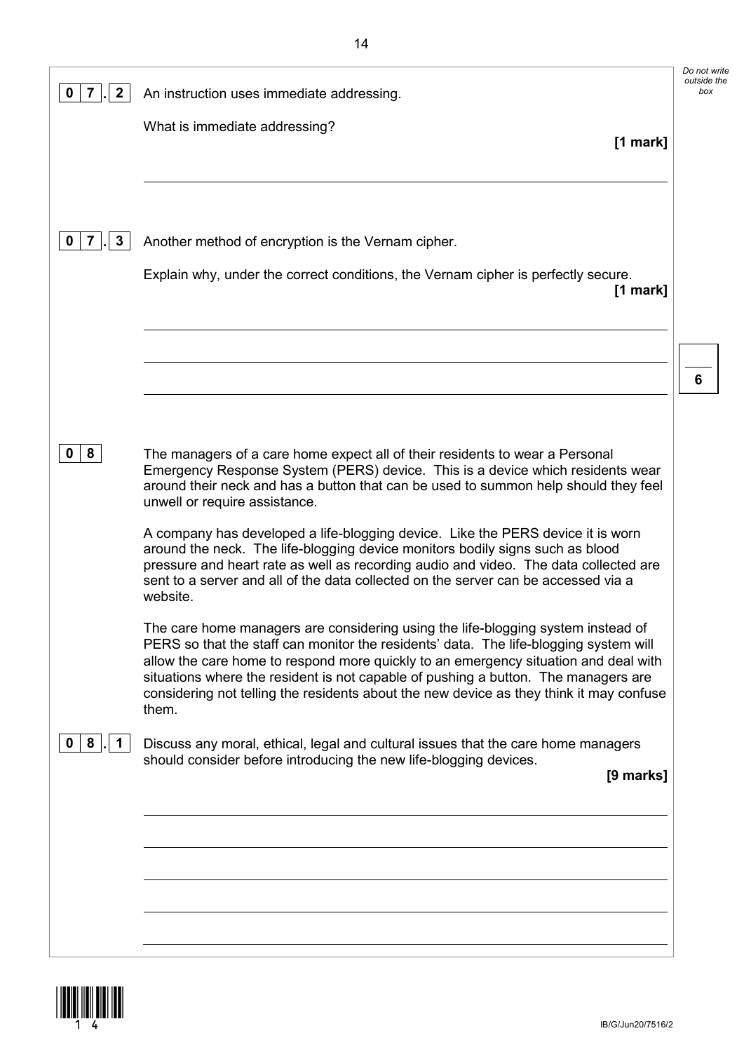**0 7 . 2** An instruction uses immediate addressing.

What is immediate addressing?

**[1 mark]**

**0 7 . 3** Another method of encryption is the Vernam cipher.

Explain why, under the correct conditions, the Vernam cipher is perfectly secure.

**[1 mark]**

**0 8** The managers of a care home expect all of their residents to wear a Personal Emergency Response System (PERS) device. This is a device which residents wear around their neck and has a button that can be used to summon help should they feel unwell or require assistance.

A company has developed a life-blogging device. Like the PERS device it is worn around the neck. The life-blogging device monitors bodily signs such as blood pressure and heart rate as well as recording audio and video. The data collected are sent to a server and all of the data collected on the server can be accessed via a website.

The care home managers are considering using the life-blogging system instead of PERS so that the staff can monitor the residents' data. The life-blogging system will allow the care home to respond more quickly to an emergency situation and deal with situations where the resident is not capable of pushing a button. The managers are considering not telling the residents about the new device as they think it may confuse them.

**0 8 . 1** Discuss any moral, ethical, legal and cultural issues that the care home managers should consider before introducing the new life-blogging devices.

**[9 marks]**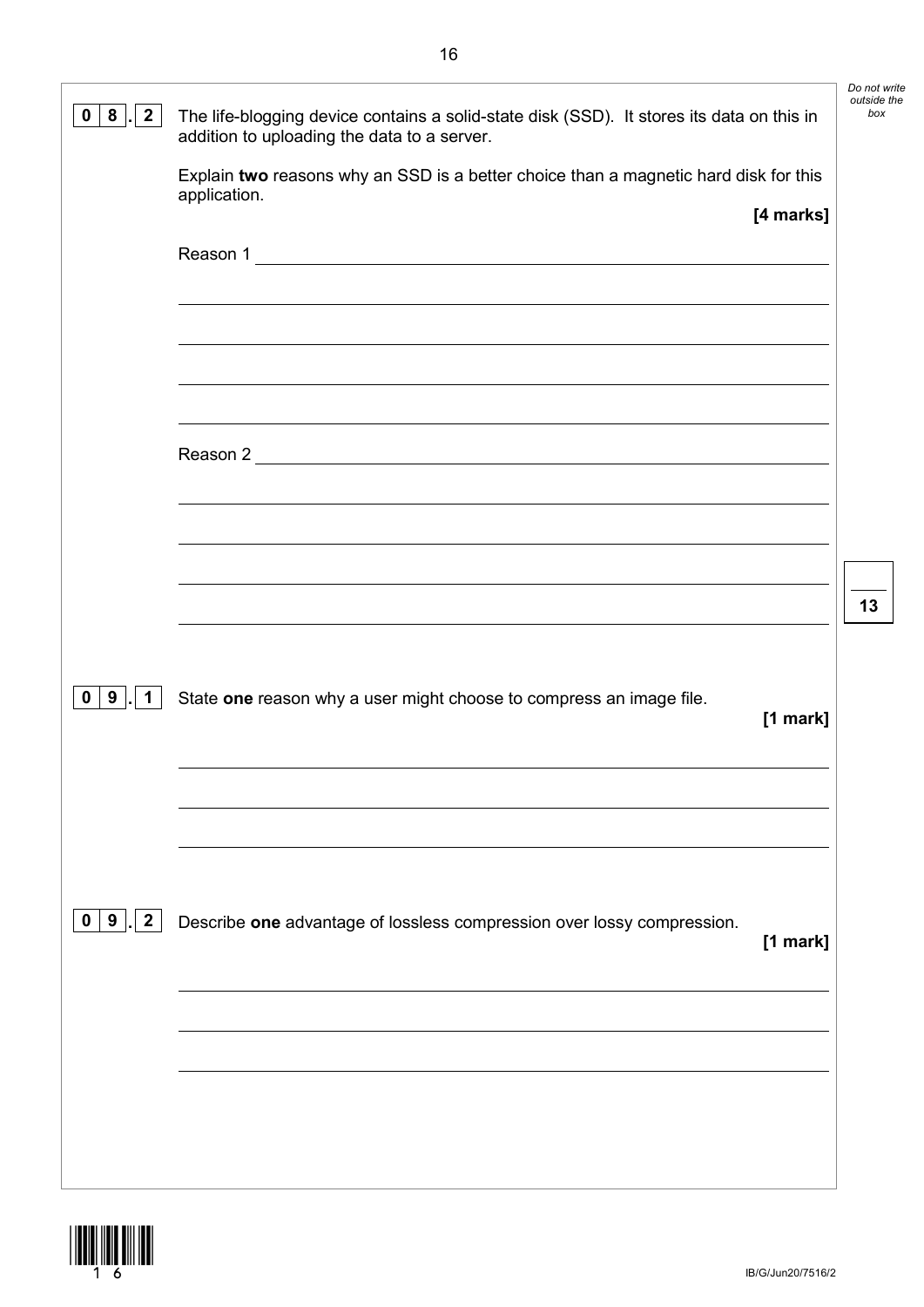**0 8 . 2** The life-blogging device contains a solid-state disk (SSD). It stores its data on this in addition to uploading the data to a server.

Explain **two** reasons why an SSD is a better choice than a magnetic hard disk for this application.

**[4 marks]**

Reason 1 \_\_\_\_\_\_\_\_\_\_\_\_\_\_\_\_\_\_\_\_\_\_\_\_\_\_\_\_\_\_\_\_\_\_\_\_\_\_\_\_\_\_\_\_\_\_\_\_\_\_\_\_\_\_\_\_\_\_\_\_

Reason 2 \_\_\_\_\_\_\_\_\_\_\_\_\_\_\_\_\_\_\_\_\_\_\_\_\_\_\_\_\_\_\_\_\_\_\_\_\_\_\_\_\_\_\_\_\_\_\_\_\_\_\_\_\_\_\_\_\_\_\_\_

**13**

**0 9 . 1** State **one** reason why a user might choose to compress an image file.

**[1 mark]**

**0 9 . 2** Describe **one** advantage of lossless compression over lossy compression.

**[1 mark]**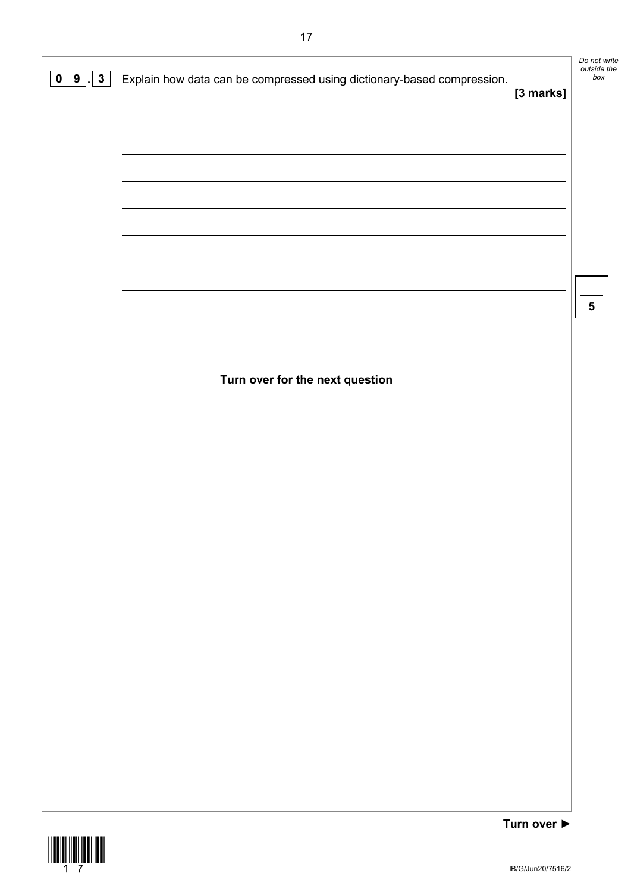**0 9 . 3** Explain how data can be compressed using dictionary-based compression.

**[3 marks]**

**Turn over for the next question**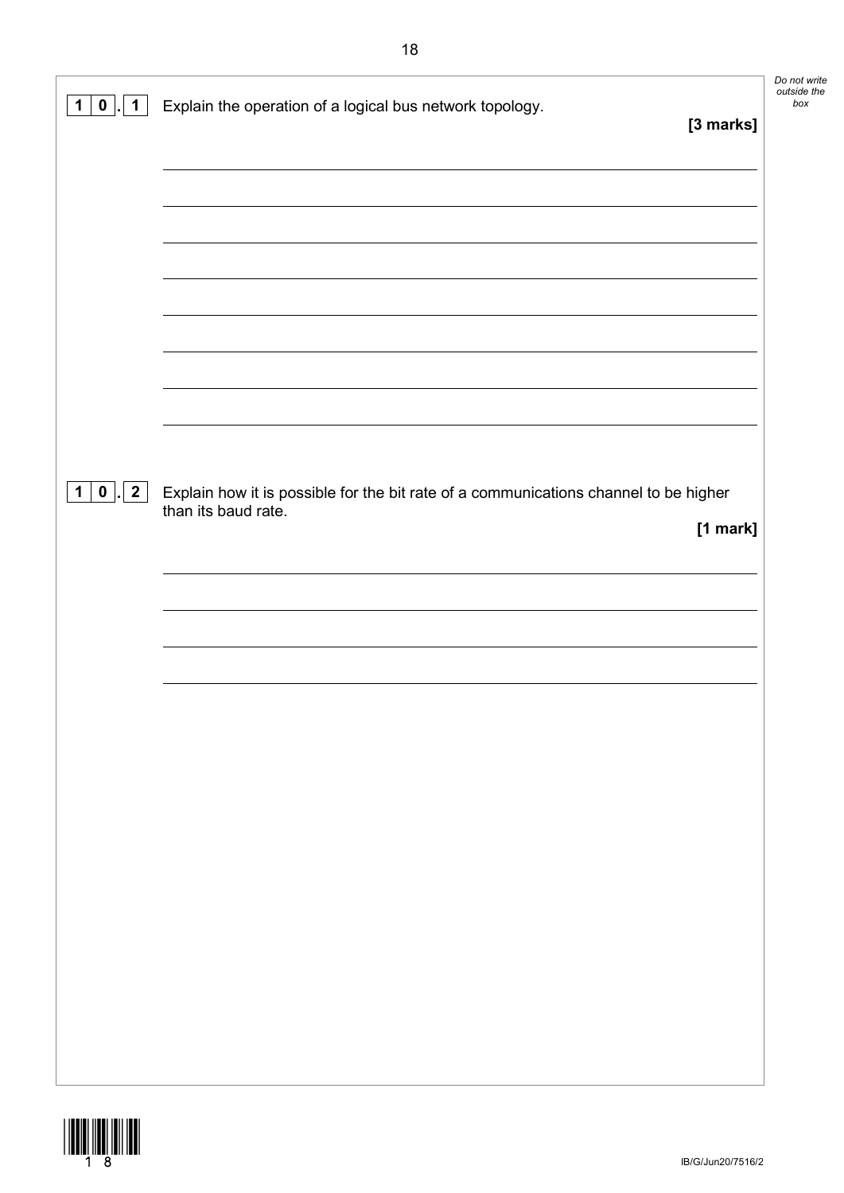**1 0 . 1** Explain the operation of a logical bus network topology.

**[3 marks]**

**1 0 . 2** Explain how it is possible for the bit rate of a communications channel to be higher than its baud rate.

**[1 mark]**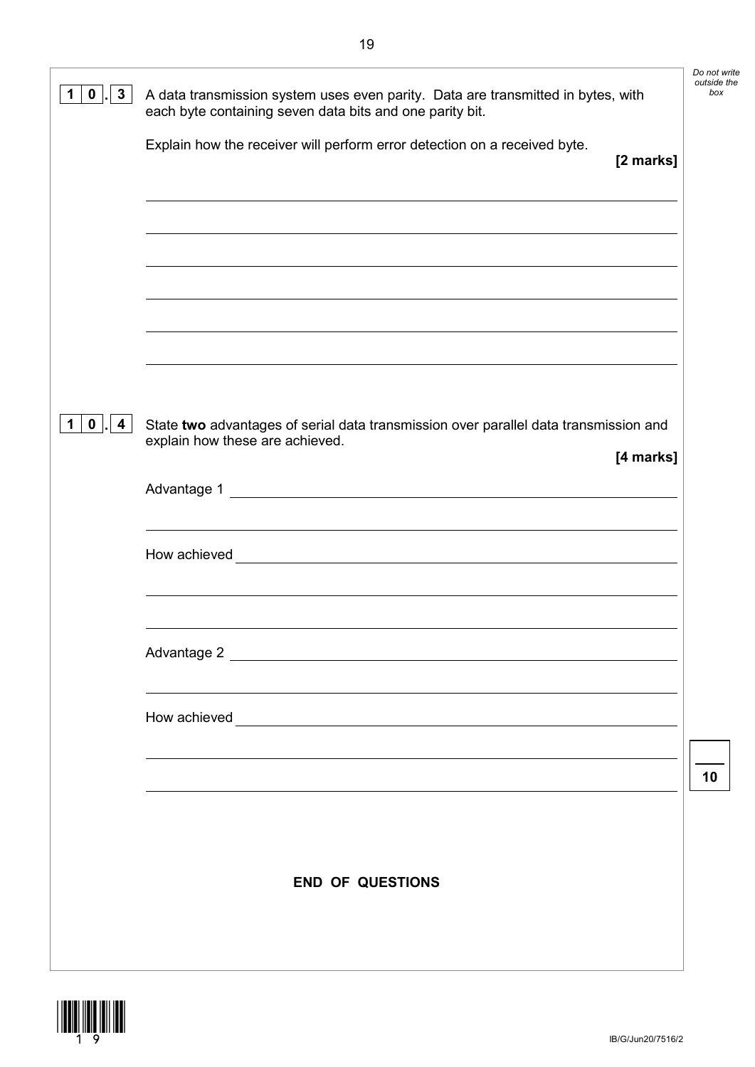**10.3** A data transmission system uses even parity. Data are transmitted in bytes, with each byte containing seven data bits and one parity bit.

Explain how the receiver will perform error detection on a received byte.

**[2 marks]**

**10.4** State **two** advantages of serial data transmission over parallel data transmission and explain how these are achieved.

**[4 marks]**

Advantage 1

How achieved

Advantage 2

How achieved

**END OF QUESTIONS**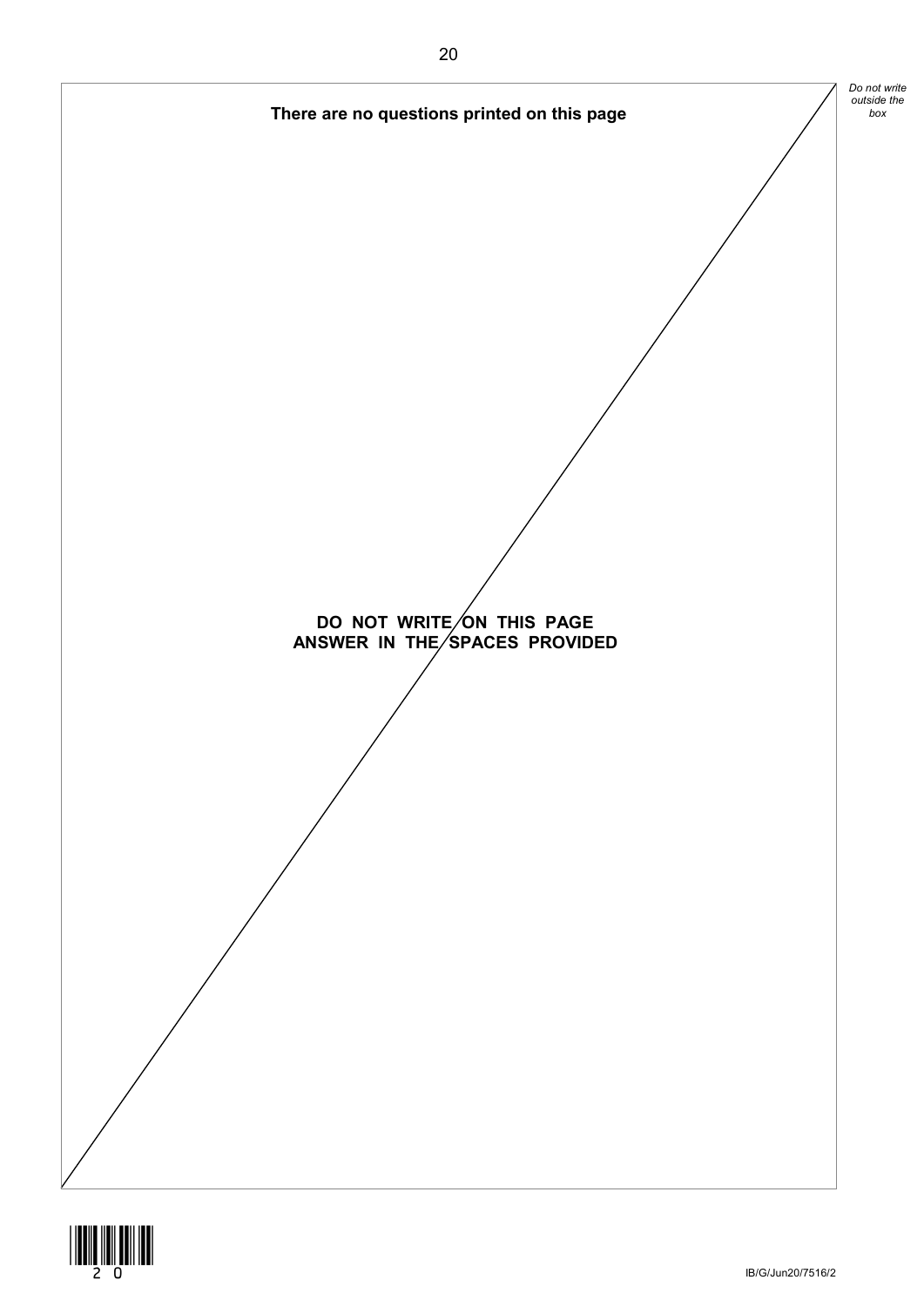**There are no questions printed on this page**

**DO NOT WRITE ON THIS PAGE**
**ANSWER IN THE SPACES PROVIDED**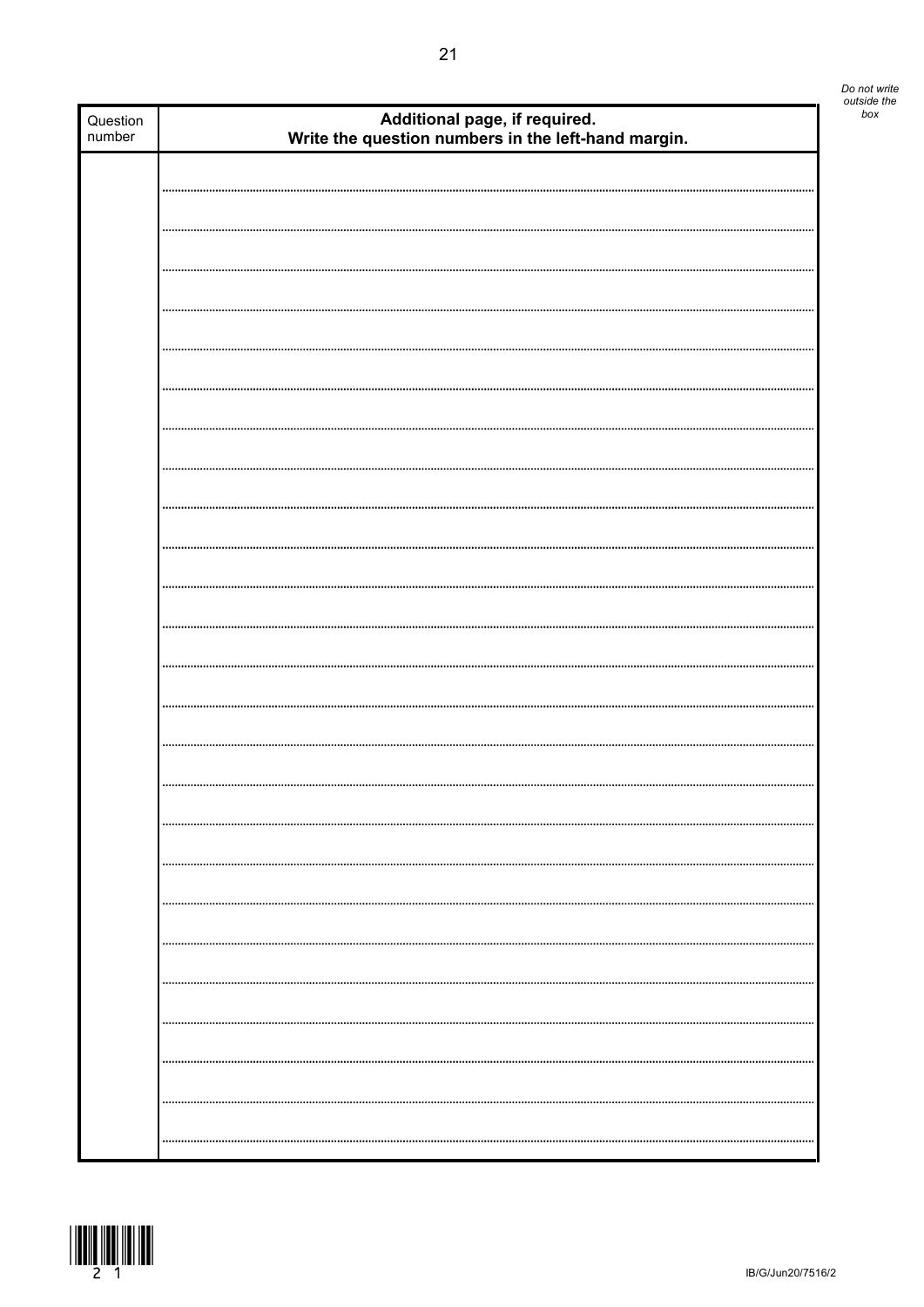| Question number | Additional page, if required. Write the question numbers in the left-hand margin. |
|---|---|
| | |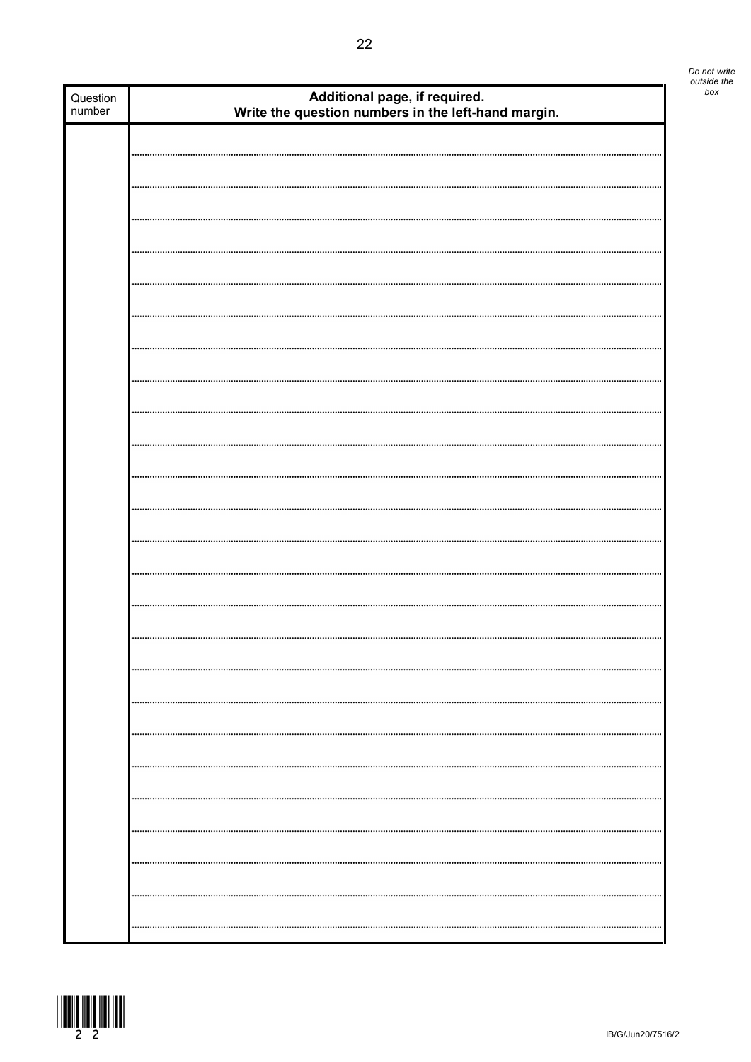*Do not write outside the box*

| Question number | Additional page, if required. Write the question numbers in the left-hand margin. |
| --- | --- |
| | |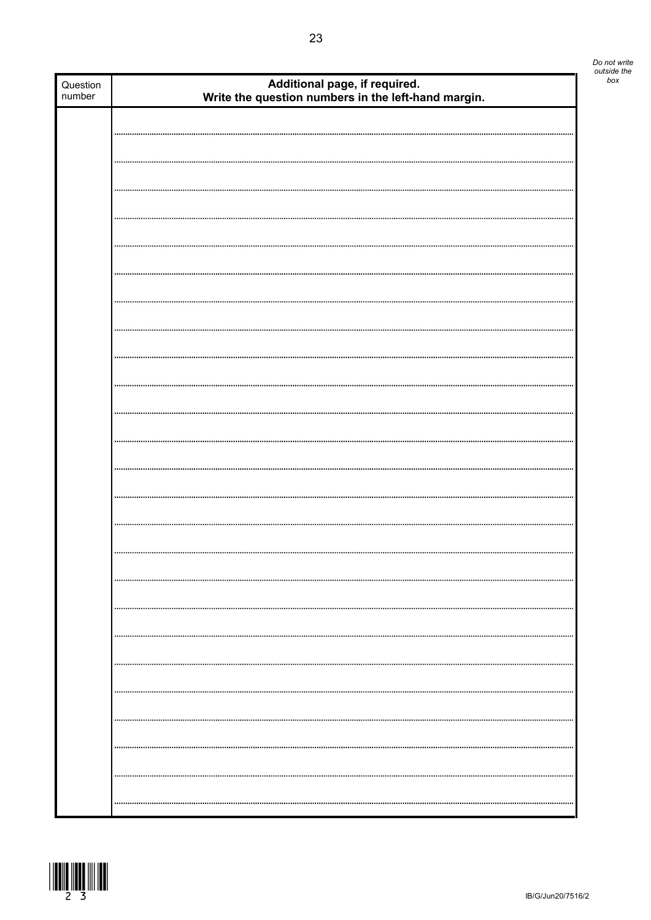| Question number | **Additional page, if required. Write the question numbers in the left-hand margin.** |
| --- | --- |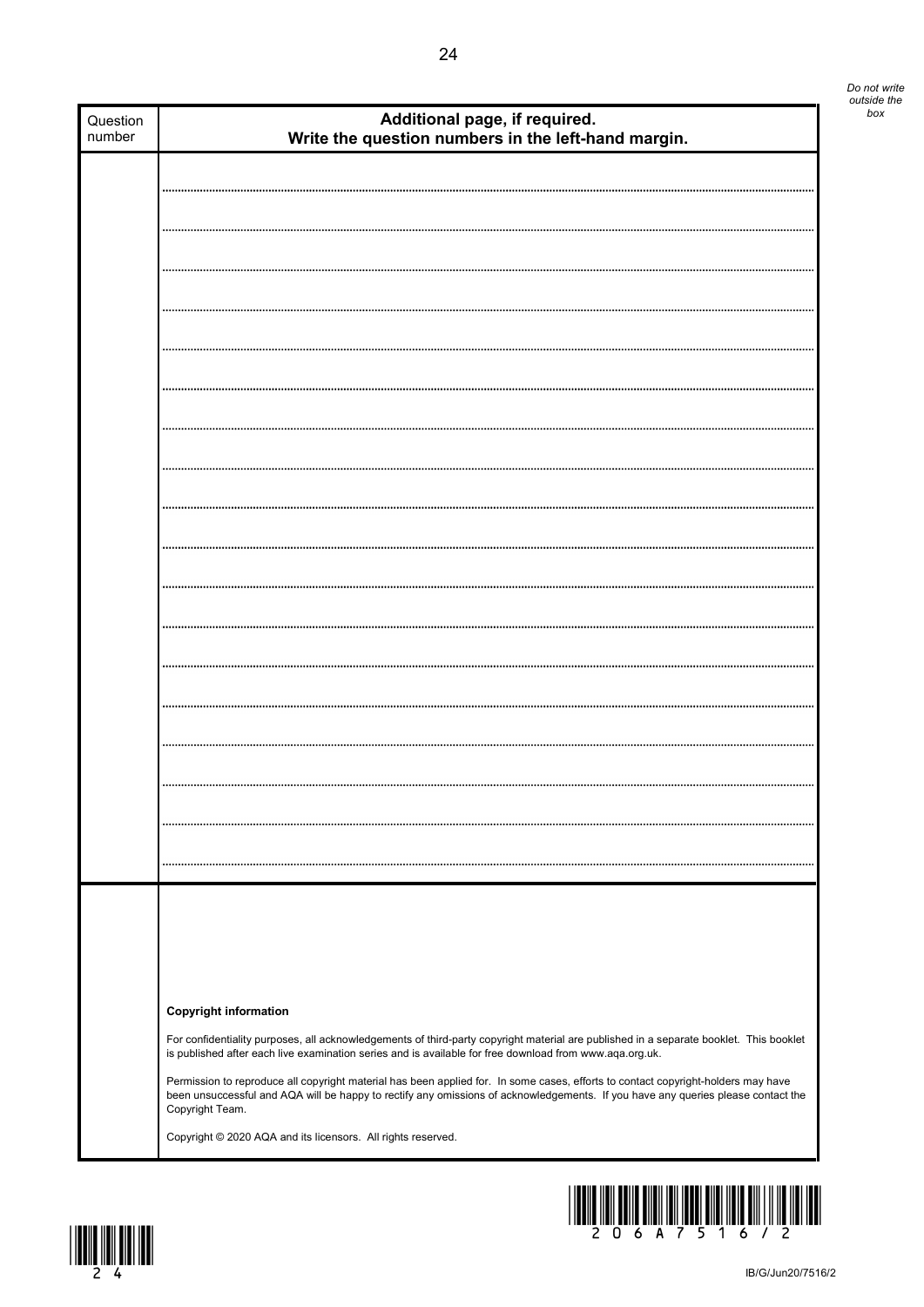*Do not write outside the box*

| Question number | **Additional page, if required. Write the question numbers in the left-hand margin.** |
|---|---|
| | |

**Copyright information**

For confidentiality purposes, all acknowledgements of third-party copyright material are published in a separate booklet. This booklet is published after each live examination series and is available for free download from www.aqa.org.uk.

Permission to reproduce all copyright material has been applied for. In some cases, efforts to contact copyright-holders may have been unsuccessful and AQA will be happy to rectify any omissions of acknowledgements. If you have any queries please contact the Copyright Team.

Copyright © 2020 AQA and its licensors. All rights reserved.

IB/G/Jun20/7516/2